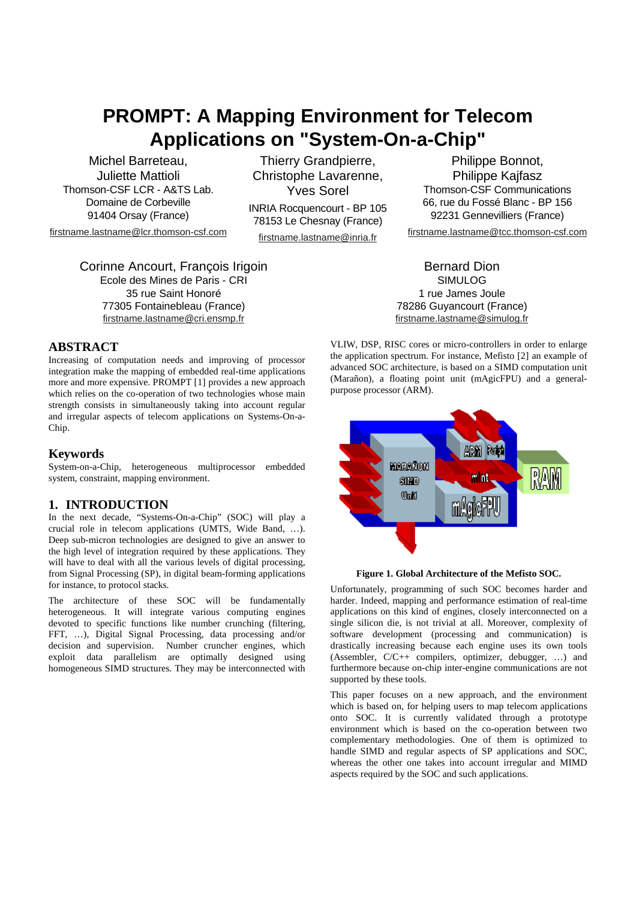# PROMPT: A Mapping Environment for Telecom Applications on "System-On-a-Chip"

Michel Barreteau, Juliette Mattioli
Thomson-CSF LCR - A&TS Lab.
Domaine de Corbeville
91404 Orsay (France)
firstname.lastname@lcr.thomson-csf.com

Thierry Grandpierre, Christophe Lavarenne, Yves Sorel
INRIA Rocquencourt - BP 105
78153 Le Chesnay (France)
firstname.lastname@inria.fr

Philippe Bonnot, Philippe Kajfasz
Thomson-CSF Communications
66, rue du Fossé Blanc - BP 156
92231 Gennevilliers (France)
firstname.lastname@tcc.thomson-csf.com

Corinne Ancourt, François Irigoin
Ecole des Mines de Paris - CRI
35 rue Saint Honoré
77305 Fontainebleau (France)
firstname.lastname@cri.ensmp.fr

Bernard Dion
SIMULOG
1 rue James Joule
78286 Guyancourt (France)
firstname.lastname@simulog.fr

## ABSTRACT

Increasing of computation needs and improving of processor integration make the mapping of embedded real-time applications more and more expensive. PROMPT [1] provides a new approach which relies on the co-operation of two technologies whose main strength consists in simultaneously taking into account regular and irregular aspects of telecom applications on Systems-On-a-Chip.

## Keywords

System-on-a-Chip, heterogeneous multiprocessor embedded system, constraint, mapping environment.

## 1. INTRODUCTION

In the next decade, "Systems-On-a-Chip" (SOC) will play a crucial role in telecom applications (UMTS, Wide Band, …). Deep sub-micron technologies are designed to give an answer to the high level of integration required by these applications. They will have to deal with all the various levels of digital processing, from Signal Processing (SP), in digital beam-forming applications for instance, to protocol stacks.

The architecture of these SOC will be fundamentally heterogeneous. It will integrate various computing engines devoted to specific functions like number crunching (filtering, FFT, …), Digital Signal Processing, data processing and/or decision and supervision. Number cruncher engines, which exploit data parallelism are optimally designed using homogeneous SIMD structures. They may be interconnected with VLIW, DSP, RISC cores or micro-controllers in order to enlarge the application spectrum. For instance, Mefisto [2] an example of advanced SOC architecture, is based on a SIMD computation unit (Marañon), a floating point unit (mAgicFPU) and a general-purpose processor (ARM).

**Figure 1. Global Architecture of the Mefisto SOC.**

Unfortunately, programming of such SOC becomes harder and harder. Indeed, mapping and performance estimation of real-time applications on this kind of engines, closely interconnected on a single silicon die, is not trivial at all. Moreover, complexity of software development (processing and communication) is drastically increasing because each engine uses its own tools (Assembler, C/C++ compilers, optimizer, debugger, …) and furthermore because on-chip inter-engine communications are not supported by these tools.

This paper focuses on a new approach, and the environment which is based on, for helping users to map telecom applications onto SOC. It is currently validated through a prototype environment which is based on the co-operation between two complementary methodologies. One of them is optimized to handle SIMD and regular aspects of SP applications and SOC, whereas the other one takes into account irregular and MIMD aspects required by the SOC and such applications.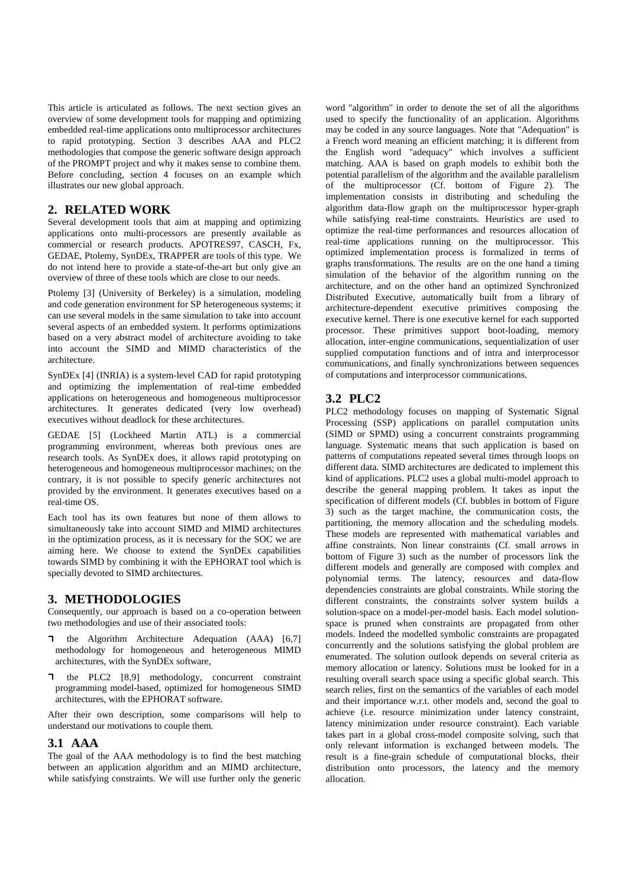This article is articulated as follows. The next section gives an overview of some development tools for mapping and optimizing embedded real-time applications onto multiprocessor architectures to rapid prototyping. Section 3 describes AAA and PLC2 methodologies that compose the generic software design approach of the PROMPT project and why it makes sense to combine them. Before concluding, section 4 focuses on an example which illustrates our new global approach.

## 2. RELATED WORK

Several development tools that aim at mapping and optimizing applications onto multi-processors are presently available as commercial or research products. APOTRES97, CASCH, Fx, GEDAE, Ptolemy, SynDEx, TRAPPER are tools of this type. We do not intend here to provide a state-of-the-art but only give an overview of three of these tools which are close to our needs.

Ptolemy [3] (University of Berkeley) is a simulation, modeling and code generation environment for SP heterogeneous systems; it can use several models in the same simulation to take into account several aspects of an embedded system. It performs optimizations based on a very abstract model of architecture avoiding to take into account the SIMD and MIMD characteristics of the architecture.

SynDEx [4] (INRIA) is a system-level CAD for rapid prototyping and optimizing the implementation of real-time embedded applications on heterogeneous and homogeneous multiprocessor architectures. It generates dedicated (very low overhead) executives without deadlock for these architectures.

GEDAE [5] (Lockheed Martin ATL) is a commercial programming environment, whereas both previous ones are research tools. As SynDEx does, it allows rapid prototyping on heterogeneous and homogeneous multiprocessor machines; on the contrary, it is not possible to specify generic architectures not provided by the environment. It generates executives based on a real-time OS.

Each tool has its own features but none of them allows to simultaneously take into account SIMD and MIMD architectures in the optimization process, as it is necessary for the SOC we are aiming here. We choose to extend the SynDEx capabilities towards SIMD by combining it with the EPHORAT tool which is specially devoted to SIMD architectures.

## 3. METHODOLOGIES

Consequently, our approach is based on a co-operation between two methodologies and use of their associated tools:

- the Algorithm Architecture Adequation (AAA) [6,7] methodology for homogeneous and heterogeneous MIMD architectures, with the SynDEx software,
- the PLC2 [8,9] methodology, concurrent constraint programming model-based, optimized for homogeneous SIMD architectures, with the EPHORAT software.

After their own description, some comparisons will help to understand our motivations to couple them.

### 3.1 AAA

The goal of the AAA methodology is to find the best matching between an application algorithm and an MIMD architecture, while satisfying constraints. We will use further only the generic word "algorithm" in order to denote the set of all the algorithms used to specify the functionality of an application. Algorithms may be coded in any source languages. Note that "Adequation" is a French word meaning an efficient matching; it is different from the English word "adequacy" which involves a sufficient matching. AAA is based on graph models to exhibit both the potential parallelism of the algorithm and the available parallelism of the multiprocessor (Cf. bottom of Figure 2). The implementation consists in distributing and scheduling the algorithm data-flow graph on the multiprocessor hyper-graph while satisfying real-time constraints. Heuristics are used to optimize the real-time performances and resources allocation of real-time applications running on the multiprocessor. This optimized implementation process is formalized in terms of graphs transformations. The results are on the one hand a timing simulation of the behavior of the algorithm running on the architecture, and on the other hand an optimized Synchronized Distributed Executive, automatically built from a library of architecture-dependent executive primitives composing the executive kernel. There is one executive kernel for each supported processor. These primitives support boot-loading, memory allocation, inter-engine communications, sequentialization of user supplied computation functions and of intra and interprocessor communications, and finally synchronizations between sequences of computations and interprocessor communications.

### 3.2 PLC2

PLC2 methodology focuses on mapping of Systematic Signal Processing (SSP) applications on parallel computation units (SIMD or SPMD) using a concurrent constraints programming language. Systematic means that such application is based on patterns of computations repeated several times through loops on different data. SIMD architectures are dedicated to implement this kind of applications. PLC2 uses a global multi-model approach to describe the general mapping problem. It takes as input the specification of different models (Cf. bubbles in bottom of Figure 3) such as the target machine, the communication costs, the partitioning, the memory allocation and the scheduling models. These models are represented with mathematical variables and affine constraints. Non linear constraints (Cf. small arrows in bottom of Figure 3) such as the number of processors link the different models and generally are composed with complex and polynomial terms. The latency, resources and data-flow dependencies constraints are global constraints. While storing the different constraints, the constraints solver system builds a solution-space on a model-per-model basis. Each model solution-space is pruned when constraints are propagated from other models. Indeed the modelled symbolic constraints are propagated concurrently and the solutions satisfying the global problem are enumerated. The solution outlook depends on several criteria as memory allocation or latency. Solutions must be looked for in a resulting overall search space using a specific global search. This search relies, first on the semantics of the variables of each model and their importance w.r.t. other models and, second the goal to achieve (i.e. resource minimization under latency constraint, latency minimization under resource constraint). Each variable takes part in a global cross-model composite solving, such that only relevant information is exchanged between models. The result is a fine-grain schedule of computational blocks, their distribution onto processors, the latency and the memory allocation.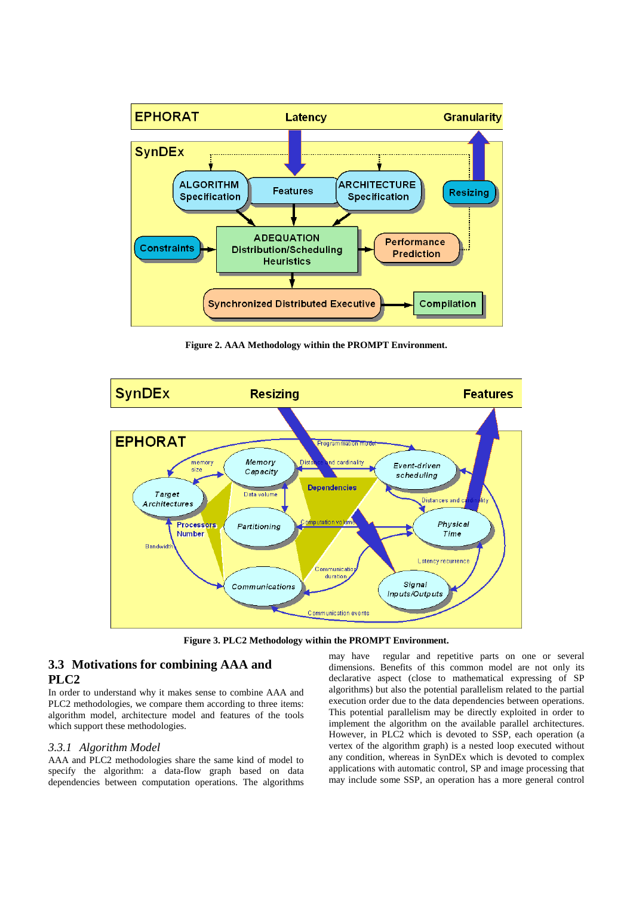Figure 2. AAA Methodology within the PROMPT Environment.

Figure 3. PLC2 Methodology within the PROMPT Environment.

## 3.3 Motivations for combining AAA and PLC2

In order to understand why it makes sense to combine AAA and PLC2 methodologies, we compare them according to three items: algorithm model, architecture model and features of the tools which support these methodologies.

### *3.3.1 Algorithm Model*

AAA and PLC2 methodologies share the same kind of model to specify the algorithm: a data-flow graph based on data dependencies between computation operations. The algorithms may have regular and repetitive parts on one or several dimensions. Benefits of this common model are not only its declarative aspect (close to mathematical expressing of SP algorithms) but also the potential parallelism related to the partial execution order due to the data dependencies between operations. This potential parallelism may be directly exploited in order to implement the algorithm on the available parallel architectures. However, in PLC2 which is devoted to SSP, each operation (a vertex of the algorithm graph) is a nested loop executed without any condition, whereas in SynDEx which is devoted to complex applications with automatic control, SP and image processing that may include some SSP, an operation has a more general control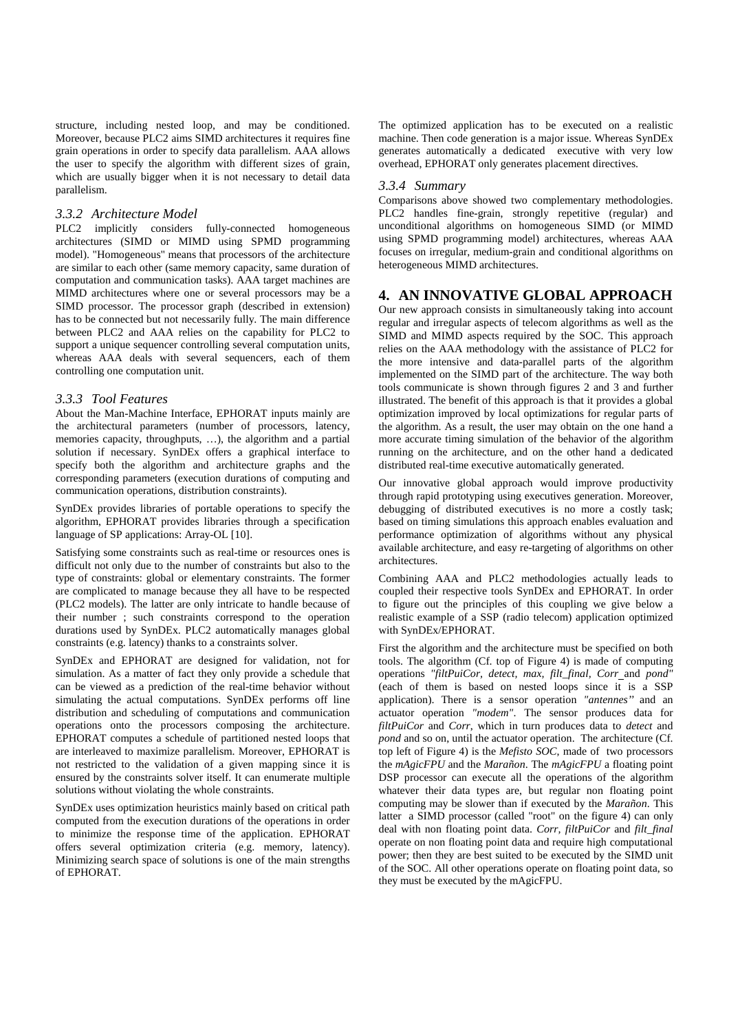structure, including nested loop, and may be conditioned. Moreover, because PLC2 aims SIMD architectures it requires fine grain operations in order to specify data parallelism. AAA allows the user to specify the algorithm with different sizes of grain, which are usually bigger when it is not necessary to detail data parallelism.

### *3.3.2 Architecture Model*

PLC2 implicitly considers fully-connected homogeneous architectures (SIMD or MIMD using SPMD programming model). "Homogeneous" means that processors of the architecture are similar to each other (same memory capacity, same duration of computation and communication tasks). AAA target machines are MIMD architectures where one or several processors may be a SIMD processor. The processor graph (described in extension) has to be connected but not necessarily fully. The main difference between PLC2 and AAA relies on the capability for PLC2 to support a unique sequencer controlling several computation units, whereas AAA deals with several sequencers, each of them controlling one computation unit.

### *3.3.3 Tool Features*

About the Man-Machine Interface, EPHORAT inputs mainly are the architectural parameters (number of processors, latency, memories capacity, throughputs, …), the algorithm and a partial solution if necessary. SynDEx offers a graphical interface to specify both the algorithm and architecture graphs and the corresponding parameters (execution durations of computing and communication operations, distribution constraints).

SynDEx provides libraries of portable operations to specify the algorithm, EPHORAT provides libraries through a specification language of SP applications: Array-OL [10].

Satisfying some constraints such as real-time or resources ones is difficult not only due to the number of constraints but also to the type of constraints: global or elementary constraints. The former are complicated to manage because they all have to be respected (PLC2 models). The latter are only intricate to handle because of their number ; such constraints correspond to the operation durations used by SynDEx. PLC2 automatically manages global constraints (e.g. latency) thanks to a constraints solver.

SynDEx and EPHORAT are designed for validation, not for simulation. As a matter of fact they only provide a schedule that can be viewed as a prediction of the real-time behavior without simulating the actual computations. SynDEx performs off line distribution and scheduling of computations and communication operations onto the processors composing the architecture. EPHORAT computes a schedule of partitioned nested loops that are interleaved to maximize parallelism. Moreover, EPHORAT is not restricted to the validation of a given mapping since it is ensured by the constraints solver itself. It can enumerate multiple solutions without violating the whole constraints.

SynDEx uses optimization heuristics mainly based on critical path computed from the execution durations of the operations in order to minimize the response time of the application. EPHORAT offers several optimization criteria (e.g. memory, latency). Minimizing search space of solutions is one of the main strengths of EPHORAT.

The optimized application has to be executed on a realistic machine. Then code generation is a major issue. Whereas SynDEx generates automatically a dedicated executive with very low overhead, EPHORAT only generates placement directives.

### *3.3.4 Summary*

Comparisons above showed two complementary methodologies. PLC2 handles fine-grain, strongly repetitive (regular) and unconditional algorithms on homogeneous SIMD (or MIMD using SPMD programming model) architectures, whereas AAA focuses on irregular, medium-grain and conditional algorithms on heterogeneous MIMD architectures.

## 4. AN INNOVATIVE GLOBAL APPROACH

Our new approach consists in simultaneously taking into account regular and irregular aspects of telecom algorithms as well as the SIMD and MIMD aspects required by the SOC. This approach relies on the AAA methodology with the assistance of PLC2 for the more intensive and data-parallel parts of the algorithm implemented on the SIMD part of the architecture. The way both tools communicate is shown through figures 2 and 3 and further illustrated. The benefit of this approach is that it provides a global optimization improved by local optimizations for regular parts of the algorithm. As a result, the user may obtain on the one hand a more accurate timing simulation of the behavior of the algorithm running on the architecture, and on the other hand a dedicated distributed real-time executive automatically generated.

Our innovative global approach would improve productivity through rapid prototyping using executives generation. Moreover, debugging of distributed executives is no more a costly task; based on timing simulations this approach enables evaluation and performance optimization of algorithms without any physical available architecture, and easy re-targeting of algorithms on other architectures.

Combining AAA and PLC2 methodologies actually leads to coupled their respective tools SynDEx and EPHORAT. In order to figure out the principles of this coupling we give below a realistic example of a SSP (radio telecom) application optimized with SynDEx/EPHORAT.

First the algorithm and the architecture must be specified on both tools. The algorithm (Cf. top of Figure 4) is made of computing operations *"filtPuiCor, detect, max, filt_final, Corr* and *pond"* (each of them is based on nested loops since it is a SSP application). There is a sensor operation *"antennes"* and an actuator operation *"modem"*. The sensor produces data for *filtPuiCor* and *Corr*, which in turn produces data to *detect* and *pond* and so on, until the actuator operation. The architecture (Cf. top left of Figure 4) is the *Mefisto SOC*, made of two processors the *mAgicFPU* and the *Marañon*. The *mAgicFPU* a floating point DSP processor can execute all the operations of the algorithm whatever their data types are, but regular non floating point computing may be slower than if executed by the *Marañon*. This latter a SIMD processor (called "root" on the figure 4) can only deal with non floating point data. *Corr, filtPuiCor* and *filt_final* operate on non floating point data and require high computational power; then they are best suited to be executed by the SIMD unit of the SOC. All other operations operate on floating point data, so they must be executed by the mAgicFPU.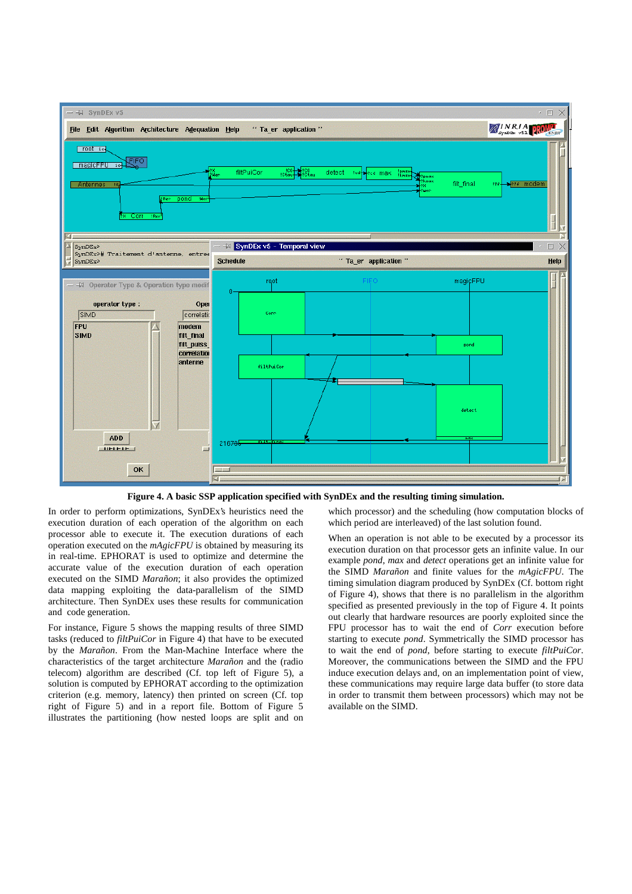**Figure 4. A basic SSP application specified with SynDEx and the resulting timing simulation.**

In order to perform optimizations, SynDEx's heuristics need the execution duration of each operation of the algorithm on each processor able to execute it. The execution durations of each operation executed on the *mAgicFPU* is obtained by measuring its in real-time. EPHORAT is used to optimize and determine the accurate value of the execution duration of each operation executed on the SIMD *Marañon*; it also provides the optimized data mapping exploiting the data-parallelism of the SIMD architecture. Then SynDEx uses these results for communication and code generation.

For instance, Figure 5 shows the mapping results of three SIMD tasks (reduced to *filtPuiCor* in Figure 4) that have to be executed by the *Marañon*. From the Man-Machine Interface where the characteristics of the target architecture *Marañon* and the (radio telecom) algorithm are described (Cf. top left of Figure 5), a solution is computed by EPHORAT according to the optimization criterion (e.g. memory, latency) then printed on screen (Cf. top right of Figure 5) and in a report file. Bottom of Figure 5 illustrates the partitioning (how nested loops are split and on which processor) and the scheduling (how computation blocks of which period are interleaved) of the last solution found.

When an operation is not able to be executed by a processor its execution duration on that processor gets an infinite value. In our example *pond*, *max* and *detect* operations get an infinite value for the SIMD *Marañon* and finite values for the *mAgicFPU*. The timing simulation diagram produced by SynDEx (Cf. bottom right of Figure 4), shows that there is no parallelism in the algorithm specified as presented previously in the top of Figure 4. It points out clearly that hardware resources are poorly exploited since the FPU processor has to wait the end of *Corr* execution before starting to execute *pond*. Symmetrically the SIMD processor has to wait the end of *pond*, before starting to execute *filtPuiCor*. Moreover, the communications between the SIMD and the FPU induce execution delays and, on an implementation point of view, these communications may require large data buffer (to store data in order to transmit them between processors) which may not be available on the SIMD.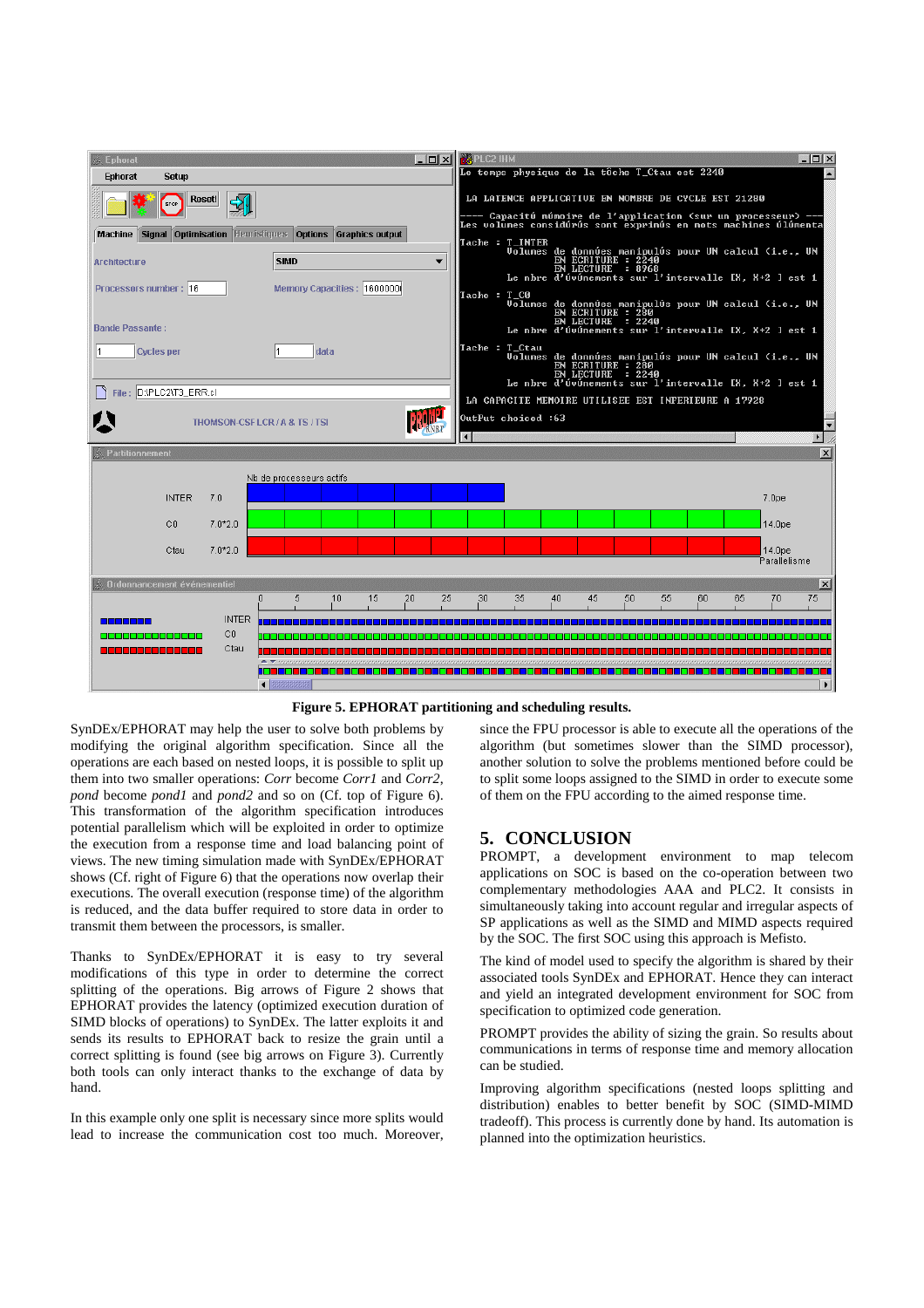**Figure 5. EPHORAT partitioning and scheduling results.**

SynDEx/EPHORAT may help the user to solve both problems by modifying the original algorithm specification. Since all the operations are each based on nested loops, it is possible to split up them into two smaller operations: *Corr* become *Corr1* and *Corr2*, *pond* become *pond1* and *pond2* and so on (Cf. top of Figure 6). This transformation of the algorithm specification introduces potential parallelism which will be exploited in order to optimize the execution from a response time and load balancing point of views. The new timing simulation made with SynDEx/EPHORAT shows (Cf. right of Figure 6) that the operations now overlap their executions. The overall execution (response time) of the algorithm is reduced, and the data buffer required to store data in order to transmit them between the processors, is smaller.

Thanks to SynDEx/EPHORAT it is easy to try several modifications of this type in order to determine the correct splitting of the operations. Big arrows of Figure 2 shows that EPHORAT provides the latency (optimized execution duration of SIMD blocks of operations) to SynDEx. The latter exploits it and sends its results to EPHORAT back to resize the grain until a correct splitting is found (see big arrows on Figure 3). Currently both tools can only interact thanks to the exchange of data by hand.

In this example only one split is necessary since more splits would lead to increase the communication cost too much. Moreover, since the FPU processor is able to execute all the operations of the algorithm (but sometimes slower than the SIMD processor), another solution to solve the problems mentioned before could be to split some loops assigned to the SIMD in order to execute some of them on the FPU according to the aimed response time.

## 5. CONCLUSION

PROMPT, a development environment to map telecom applications on SOC is based on the co-operation between two complementary methodologies AAA and PLC2. It consists in simultaneously taking into account regular and irregular aspects of SP applications as well as the SIMD and MIMD aspects required by the SOC. The first SOC using this approach is Mefisto.

The kind of model used to specify the algorithm is shared by their associated tools SynDEx and EPHORAT. Hence they can interact and yield an integrated development environment for SOC from specification to optimized code generation.

PROMPT provides the ability of sizing the grain. So results about communications in terms of response time and memory allocation can be studied.

Improving algorithm specifications (nested loops splitting and distribution) enables to better benefit by SOC (SIMD-MIMD tradeoff). This process is currently done by hand. Its automation is planned into the optimization heuristics.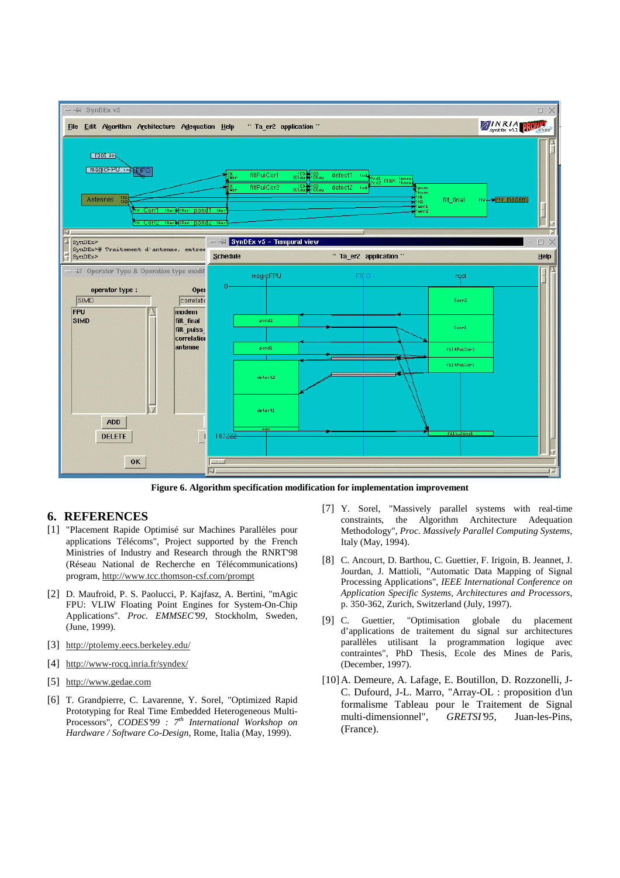Figure 6. Algorithm specification modification for implementation improvement

## 6. REFERENCES

[1] "Placement Rapide Optimisé sur Machines Parallèles pour applications Télécoms", Project supported by the French Ministries of Industry and Research through the RNRT'98 (Réseau National de Recherche en Télécommunications) program, http://www.tcc.thomson-csf.com/prompt

[2] D. Maufroid, P. S. Paolucci, P. Kajfasz, A. Bertini, "mAgic FPU: VLIW Floating Point Engines for System-On-Chip Applications". *Proc. EMMSEC'99*, Stockholm, Sweden, (June, 1999).

[3] http://ptolemy.eecs.berkeley.edu/

[4] http://www-rocq.inria.fr/syndex/

[5] http://www.gedae.com

[6] T. Grandpierre, C. Lavarenne, Y. Sorel, "Optimized Rapid Prototyping for Real Time Embedded Heterogeneous Multi-Processors", *CODES'99 : 7th International Workshop on Hardware / Software Co-Design*, Rome, Italia (May, 1999).

[7] Y. Sorel, "Massively parallel systems with real-time constraints, the Algorithm Architecture Adequation Methodology", *Proc. Massively Parallel Computing Systems*, Italy (May, 1994).

[8] C. Ancourt, D. Barthou, C. Guettier, F. Irigoin, B. Jeannet, J. Jourdan, J. Mattioli, "Automatic Data Mapping of Signal Processing Applications", *IEEE International Conference on Application Specific Systems, Architectures and Processors*, p. 350-362, Zurich, Switzerland (July, 1997).

[9] C. Guettier, "Optimisation globale du placement d'applications de traitement du signal sur architectures parallèles utilisant la programmation logique avec contraintes", PhD Thesis, Ecole des Mines de Paris, (December, 1997).

[10] A. Demeure, A. Lafage, E. Boutillon, D. Rozzonelli, J-C. Dufourd, J-L. Marro, "Array-OL : proposition d'un formalisme Tableau pour le Traitement de Signal multi-dimensionnel", *GRETSI'95*, Juan-les-Pins, (France).